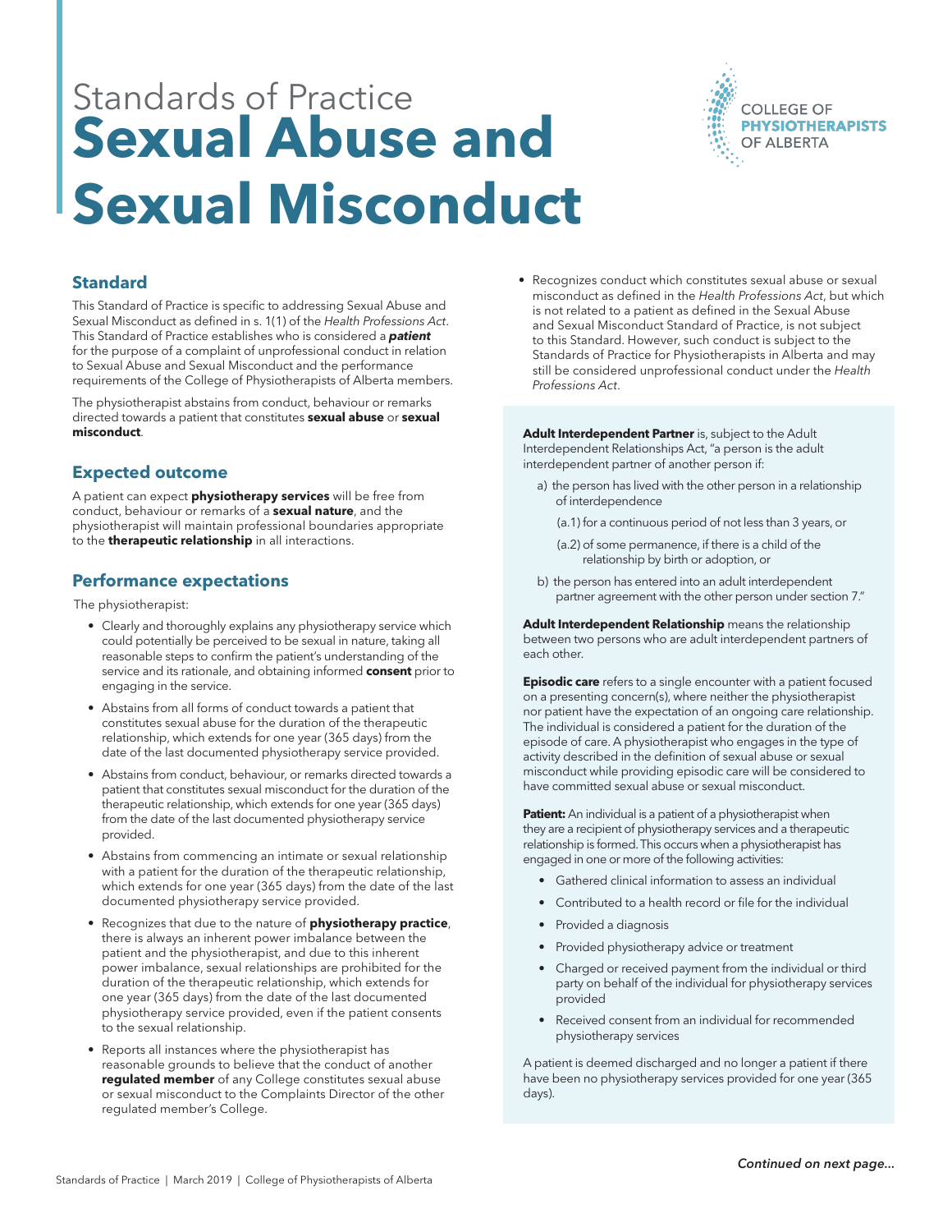# Standards of Practice
# Sexual Abuse and Sexual Misconduct

COLLEGE OF **PHYSIOTHERAPISTS** OF ALBERTA

## Standard

This Standard of Practice is specific to addressing Sexual Abuse and Sexual Misconduct as defined in s. 1(1) of the *Health Professions Act*. This Standard of Practice establishes who is considered a ***patient*** for the purpose of a complaint of unprofessional conduct in relation to Sexual Abuse and Sexual Misconduct and the performance requirements of the College of Physiotherapists of Alberta members.

The physiotherapist abstains from conduct, behaviour or remarks directed towards a patient that constitutes **sexual abuse** or **sexual misconduct**.

## Expected outcome

A patient can expect **physiotherapy services** will be free from conduct, behaviour or remarks of a **sexual nature**, and the physiotherapist will maintain professional boundaries appropriate to the **therapeutic relationship** in all interactions.

## Performance expectations

The physiotherapist:

- Clearly and thoroughly explains any physiotherapy service which could potentially be perceived to be sexual in nature, taking all reasonable steps to confirm the patient's understanding of the service and its rationale, and obtaining informed **consent** prior to engaging in the service.
- Abstains from all forms of conduct towards a patient that constitutes sexual abuse for the duration of the therapeutic relationship, which extends for one year (365 days) from the date of the last documented physiotherapy service provided.
- Abstains from conduct, behaviour, or remarks directed towards a patient that constitutes sexual misconduct for the duration of the therapeutic relationship, which extends for one year (365 days) from the date of the last documented physiotherapy service provided.
- Abstains from commencing an intimate or sexual relationship with a patient for the duration of the therapeutic relationship, which extends for one year (365 days) from the date of the last documented physiotherapy service provided.
- Recognizes that due to the nature of **physiotherapy practice**, there is always an inherent power imbalance between the patient and the physiotherapist, and due to this inherent power imbalance, sexual relationships are prohibited for the duration of the therapeutic relationship, which extends for one year (365 days) from the date of the last documented physiotherapy service provided, even if the patient consents to the sexual relationship.
- Reports all instances where the physiotherapist has reasonable grounds to believe that the conduct of another **regulated member** of any College constitutes sexual abuse or sexual misconduct to the Complaints Director of the other regulated member's College.
- Recognizes conduct which constitutes sexual abuse or sexual misconduct as defined in the *Health Professions Act*, but which is not related to a patient as defined in the Sexual Abuse and Sexual Misconduct Standard of Practice, is not subject to this Standard. However, such conduct is subject to the Standards of Practice for Physiotherapists in Alberta and may still be considered unprofessional conduct under the *Health Professions Act*.

**Adult Interdependent Partner** is, subject to the Adult Interdependent Relationships Act, "a person is the adult interdependent partner of another person if:

a) the person has lived with the other person in a relationship of interdependence

(a.1) for a continuous period of not less than 3 years, or

(a.2) of some permanence, if there is a child of the relationship by birth or adoption, or

b) the person has entered into an adult interdependent partner agreement with the other person under section 7."

**Adult Interdependent Relationship** means the relationship between two persons who are adult interdependent partners of each other.

**Episodic care** refers to a single encounter with a patient focused on a presenting concern(s), where neither the physiotherapist nor patient have the expectation of an ongoing care relationship. The individual is considered a patient for the duration of the episode of care. A physiotherapist who engages in the type of activity described in the definition of sexual abuse or sexual misconduct while providing episodic care will be considered to have committed sexual abuse or sexual misconduct.

**Patient:** An individual is a patient of a physiotherapist when they are a recipient of physiotherapy services and a therapeutic relationship is formed. This occurs when a physiotherapist has engaged in one or more of the following activities:

- Gathered clinical information to assess an individual
- Contributed to a health record or file for the individual
- Provided a diagnosis
- Provided physiotherapy advice or treatment
- Charged or received payment from the individual or third party on behalf of the individual for physiotherapy services provided
- Received consent from an individual for recommended physiotherapy services

A patient is deemed discharged and no longer a patient if there have been no physiotherapy services provided for one year (365 days).

*Continued on next page...*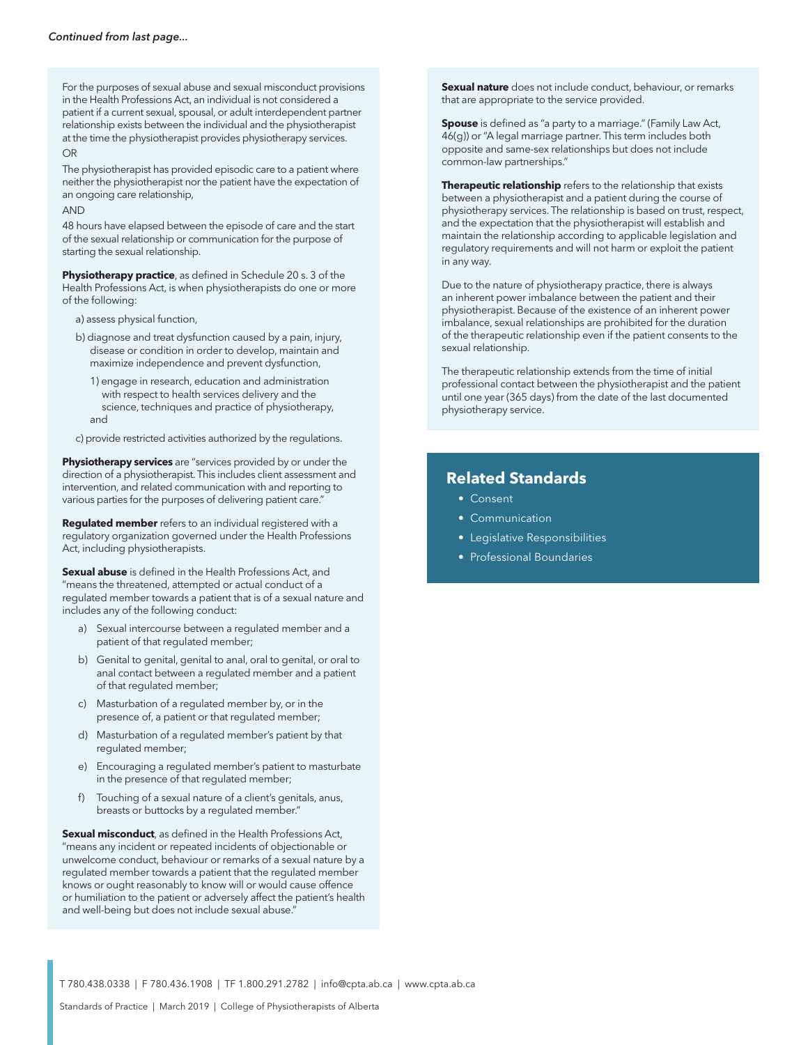*Continued from last page...*

For the purposes of sexual abuse and sexual misconduct provisions in the Health Professions Act, an individual is not considered a patient if a current sexual, spousal, or adult interdependent partner relationship exists between the individual and the physiotherapist at the time the physiotherapist provides physiotherapy services.

OR

The physiotherapist has provided episodic care to a patient where neither the physiotherapist nor the patient have the expectation of an ongoing care relationship,

AND

48 hours have elapsed between the episode of care and the start of the sexual relationship or communication for the purpose of starting the sexual relationship.

**Physiotherapy practice**, as defined in Schedule 20 s. 3 of the Health Professions Act, is when physiotherapists do one or more of the following:

a) assess physical function,

b) diagnose and treat dysfunction caused by a pain, injury, disease or condition in order to develop, maintain and maximize independence and prevent dysfunction,

1) engage in research, education and administration with respect to health services delivery and the science, techniques and practice of physiotherapy, and

c) provide restricted activities authorized by the regulations.

**Physiotherapy services** are "services provided by or under the direction of a physiotherapist. This includes client assessment and intervention, and related communication with and reporting to various parties for the purposes of delivering patient care."

**Regulated member** refers to an individual registered with a regulatory organization governed under the Health Professions Act, including physiotherapists.

**Sexual abuse** is defined in the Health Professions Act, and "means the threatened, attempted or actual conduct of a regulated member towards a patient that is of a sexual nature and includes any of the following conduct:

a) Sexual intercourse between a regulated member and a patient of that regulated member;

b) Genital to genital, genital to anal, oral to genital, or oral to anal contact between a regulated member and a patient of that regulated member;

c) Masturbation of a regulated member by, or in the presence of, a patient or that regulated member;

d) Masturbation of a regulated member's patient by that regulated member;

e) Encouraging a regulated member's patient to masturbate in the presence of that regulated member;

f) Touching of a sexual nature of a client's genitals, anus, breasts or buttocks by a regulated member."

**Sexual misconduct**, as defined in the Health Professions Act, "means any incident or repeated incidents of objectionable or unwelcome conduct, behaviour or remarks of a sexual nature by a regulated member towards a patient that the regulated member knows or ought reasonably to know will or would cause offence or humiliation to the patient or adversely affect the patient's health and well-being but does not include sexual abuse."

**Sexual nature** does not include conduct, behaviour, or remarks that are appropriate to the service provided.

**Spouse** is defined as "a party to a marriage." (Family Law Act, 46(g)) or "A legal marriage partner. This term includes both opposite and same-sex relationships but does not include common-law partnerships."

**Therapeutic relationship** refers to the relationship that exists between a physiotherapist and a patient during the course of physiotherapy services. The relationship is based on trust, respect, and the expectation that the physiotherapist will establish and maintain the relationship according to applicable legislation and regulatory requirements and will not harm or exploit the patient in any way.

Due to the nature of physiotherapy practice, there is always an inherent power imbalance between the patient and their physiotherapist. Because of the existence of an inherent power imbalance, sexual relationships are prohibited for the duration of the therapeutic relationship even if the patient consents to the sexual relationship.

The therapeutic relationship extends from the time of initial professional contact between the physiotherapist and the patient until one year (365 days) from the date of the last documented physiotherapy service.

## Related Standards

- Consent
- Communication
- Legislative Responsibilities
- Professional Boundaries

T 780.438.0338 | F 780.436.1908 | TF 1.800.291.2782 | info@cpta.ab.ca | www.cpta.ab.ca

Standards of Practice | March 2019 | College of Physiotherapists of Alberta